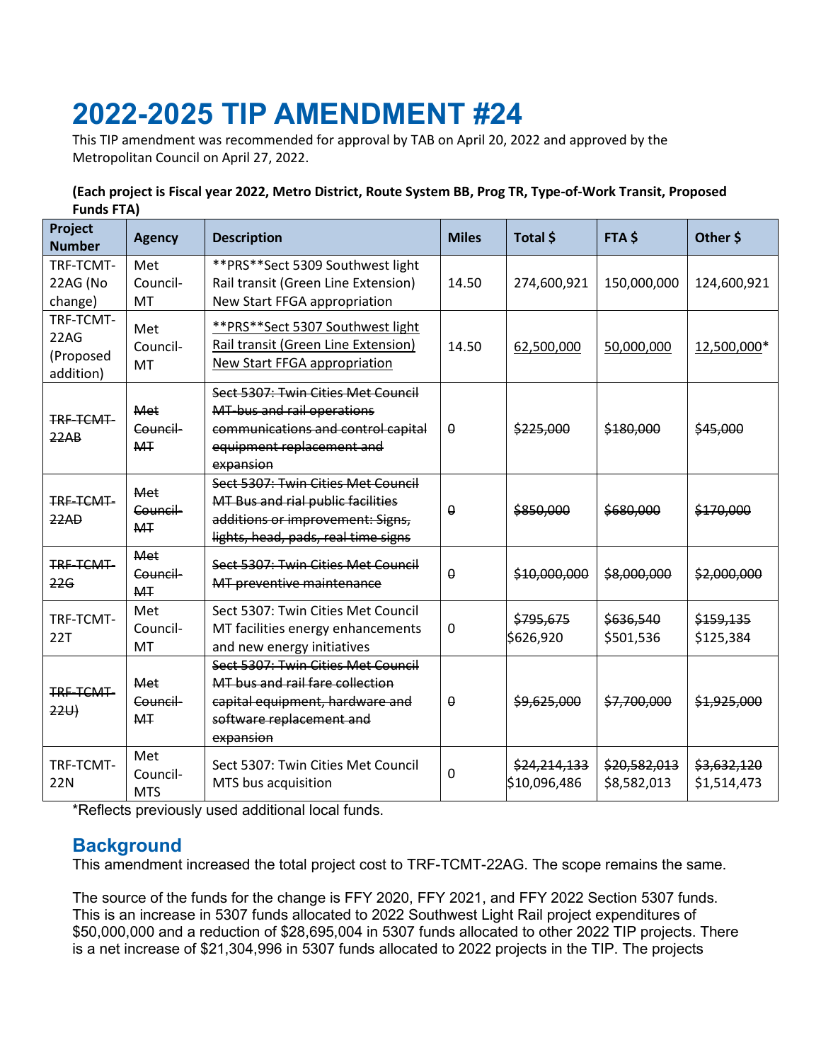# 2022-2025 TIP AMENDMENT #24

This TIP amendment was recommended for approval by TAB on April 20, 2022 and approved by the Metropolitan Council on April 27, 2022.

**(Each project is Fiscal year 2022, Metro District, Route System BB, Prog TR, Type-of-Work Transit, Proposed Funds FTA)**

| Project Number | Agency | Description | Miles | Total $ | FTA $ | Other $ |
|---|---|---|---|---|---|---|
| TRF-TCMT-22AG (No change) | Met Council-MT | **PRS**Sect 5309 Southwest light Rail transit (Green Line Extension) New Start FFGA appropriation | 14.50 | 274,600,921 | 150,000,000 | 124,600,921 |
| TRF-TCMT-22AG (Proposed addition) | Met Council-MT | <u>**PRS**Sect 5307 Southwest light Rail transit (Green Line Extension) New Start FFGA appropriation</u> | 14.50 | <u>62,500,000</u> | <u>50,000,000</u> | <u>12,500,000</u>* |
| ~~TRF-TCMT-22AB~~ | ~~Met Council-MT~~ | ~~Sect 5307: Twin Cities Met Council MT-bus and rail operations communications and control capital equipment replacement and expansion~~ | ~~0~~ | ~~$225,000~~ | ~~$180,000~~ | ~~$45,000~~ |
| ~~TRF-TCMT-22AD~~ | ~~Met Council-MT~~ | ~~Sect 5307: Twin Cities Met Council MT Bus and rial public facilities additions or improvement: Signs, lights, head, pads, real time signs~~ | ~~0~~ | ~~$850,000~~ | ~~$680,000~~ | ~~$170,000~~ |
| ~~TRF-TCMT-22G~~ | ~~Met Council-MT~~ | ~~Sect 5307: Twin Cities Met Council MT preventive maintenance~~ | ~~0~~ | ~~$10,000,000~~ | ~~$8,000,000~~ | ~~$2,000,000~~ |
| TRF-TCMT-22T | Met Council-MT | Sect 5307: Twin Cities Met Council MT facilities energy enhancements and new energy initiatives | 0 | ~~$795,675~~ $626,920 | ~~$636,540~~ $501,536 | ~~$159,135~~ $125,384 |
| ~~TRF-TCMT-22U)~~ | ~~Met Council-MT~~ | ~~Sect 5307: Twin Cities Met Council MT bus and rail fare collection capital equipment, hardware and software replacement and expansion~~ | ~~0~~ | ~~$9,625,000~~ | ~~$7,700,000~~ | ~~$1,925,000~~ |
| TRF-TCMT-22N | Met Council-MTS | Sect 5307: Twin Cities Met Council MTS bus acquisition | 0 | ~~$24,214,133~~ $10,096,486 | ~~$20,582,013~~ $8,582,013 | ~~$3,632,120~~ $1,514,473 |

*Reflects previously used additional local funds.

## Background

This amendment increased the total project cost to TRF-TCMT-22AG. The scope remains the same.

The source of the funds for the change is FFY 2020, FFY 2021, and FFY 2022 Section 5307 funds. This is an increase in 5307 funds allocated to 2022 Southwest Light Rail project expenditures of $50,000,000 and a reduction of $28,695,004 in 5307 funds allocated to other 2022 TIP projects. There is a net increase of $21,304,996 in 5307 funds allocated to 2022 projects in the TIP. The projects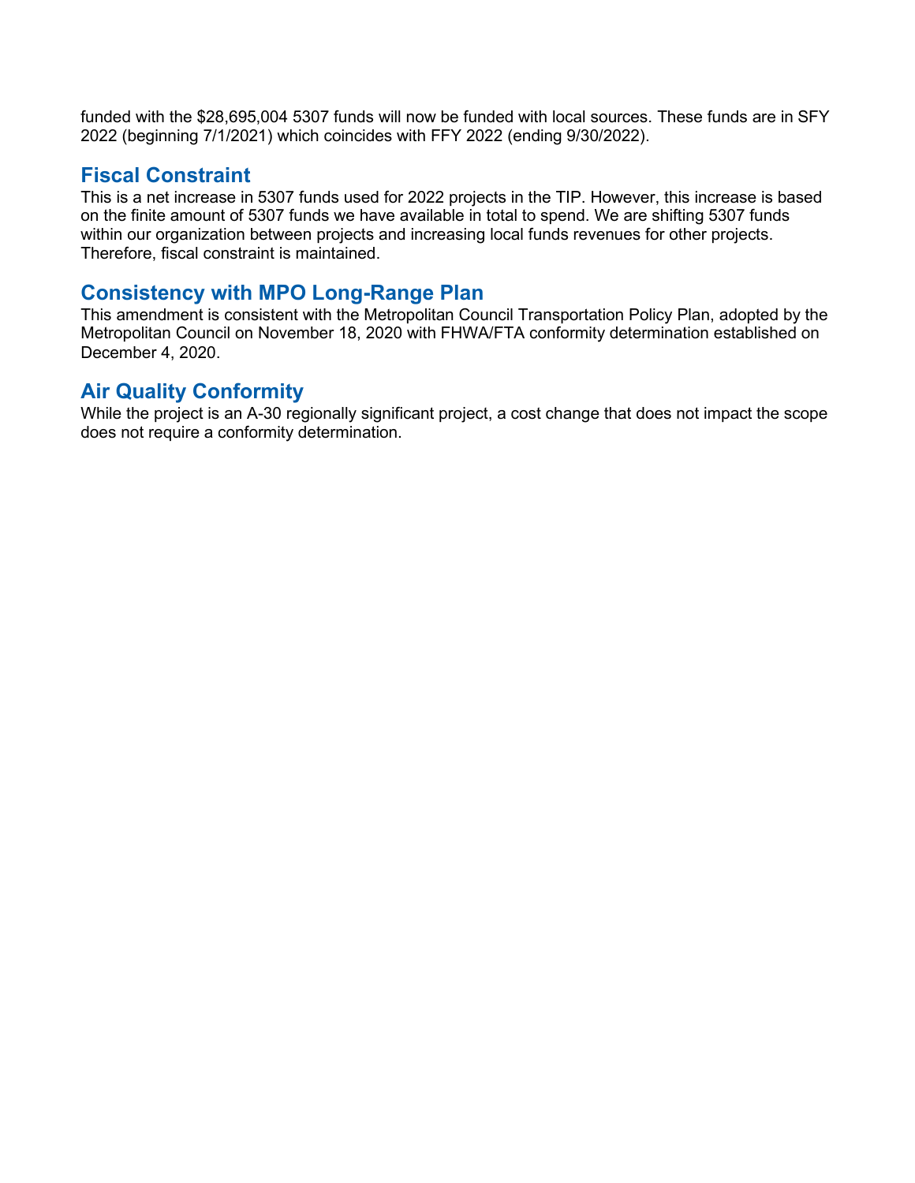funded with the $28,695,004 5307 funds will now be funded with local sources. These funds are in SFY 2022 (beginning 7/1/2021) which coincides with FFY 2022 (ending 9/30/2022).

## Fiscal Constraint

This is a net increase in 5307 funds used for 2022 projects in the TIP. However, this increase is based on the finite amount of 5307 funds we have available in total to spend. We are shifting 5307 funds within our organization between projects and increasing local funds revenues for other projects. Therefore, fiscal constraint is maintained.

## Consistency with MPO Long-Range Plan

This amendment is consistent with the Metropolitan Council Transportation Policy Plan, adopted by the Metropolitan Council on November 18, 2020 with FHWA/FTA conformity determination established on December 4, 2020.

## Air Quality Conformity

While the project is an A-30 regionally significant project, a cost change that does not impact the scope does not require a conformity determination.